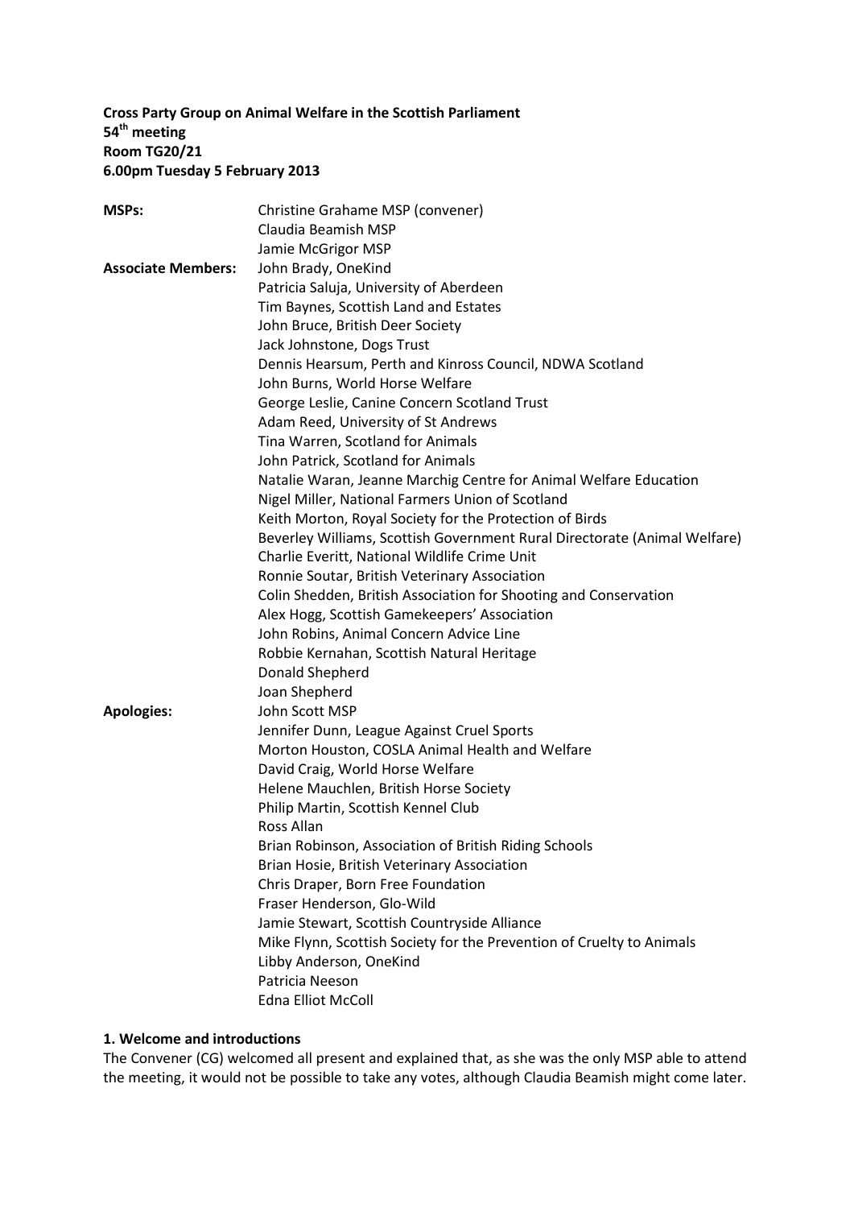**Cross Party Group on Animal Welfare in the Scottish Parliament**
**54th meeting**
**Room TG20/21**
**6.00pm Tuesday 5 February 2013**

| | |
|---|---|
| **MSPs:** | Christine Grahame MSP (convener) |
| | Claudia Beamish MSP |
| | Jamie McGrigor MSP |
| **Associate Members:** | John Brady, OneKind |
| | Patricia Saluja, University of Aberdeen |
| | Tim Baynes, Scottish Land and Estates |
| | John Bruce, British Deer Society |
| | Jack Johnstone, Dogs Trust |
| | Dennis Hearsum, Perth and Kinross Council, NDWA Scotland |
| | John Burns, World Horse Welfare |
| | George Leslie, Canine Concern Scotland Trust |
| | Adam Reed, University of St Andrews |
| | Tina Warren, Scotland for Animals |
| | John Patrick, Scotland for Animals |
| | Natalie Waran, Jeanne Marchig Centre for Animal Welfare Education |
| | Nigel Miller, National Farmers Union of Scotland |
| | Keith Morton, Royal Society for the Protection of Birds |
| | Beverley Williams, Scottish Government Rural Directorate (Animal Welfare) |
| | Charlie Everitt, National Wildlife Crime Unit |
| | Ronnie Soutar, British Veterinary Association |
| | Colin Shedden, British Association for Shooting and Conservation |
| | Alex Hogg, Scottish Gamekeepers' Association |
| | John Robins, Animal Concern Advice Line |
| | Robbie Kernahan, Scottish Natural Heritage |
| | Donald Shepherd |
| | Joan Shepherd |
| **Apologies:** | John Scott MSP |
| | Jennifer Dunn, League Against Cruel Sports |
| | Morton Houston, COSLA Animal Health and Welfare |
| | David Craig, World Horse Welfare |
| | Helene Mauchlen, British Horse Society |
| | Philip Martin, Scottish Kennel Club |
| | Ross Allan |
| | Brian Robinson, Association of British Riding Schools |
| | Brian Hosie, British Veterinary Association |
| | Chris Draper, Born Free Foundation |
| | Fraser Henderson, Glo-Wild |
| | Jamie Stewart, Scottish Countryside Alliance |
| | Mike Flynn, Scottish Society for the Prevention of Cruelty to Animals |
| | Libby Anderson, OneKind |
| | Patricia Neeson |
| | Edna Elliot McColl |

**1. Welcome and introductions**

The Convener (CG) welcomed all present and explained that, as she was the only MSP able to attend the meeting, it would not be possible to take any votes, although Claudia Beamish might come later.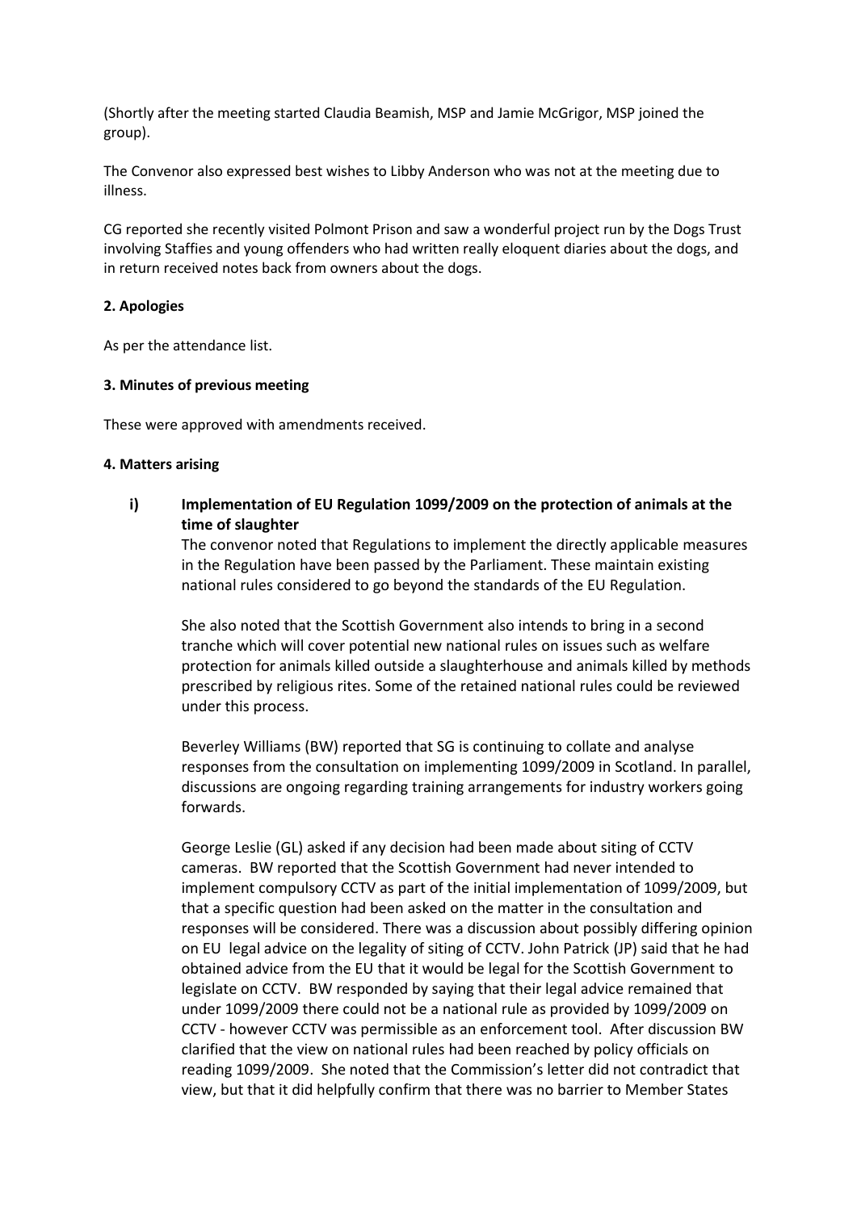(Shortly after the meeting started Claudia Beamish, MSP and Jamie McGrigor, MSP joined the group).

The Convenor also expressed best wishes to Libby Anderson who was not at the meeting due to illness.

CG reported she recently visited Polmont Prison and saw a wonderful project run by the Dogs Trust involving Staffies and young offenders who had written really eloquent diaries about the dogs, and in return received notes back from owners about the dogs.

**2. Apologies**

As per the attendance list.

**3. Minutes of previous meeting**

These were approved with amendments received.

**4. Matters arising**

i) **Implementation of EU Regulation 1099/2009 on the protection of animals at the time of slaughter**

The convenor noted that Regulations to implement the directly applicable measures in the Regulation have been passed by the Parliament. These maintain existing national rules considered to go beyond the standards of the EU Regulation.

She also noted that the Scottish Government also intends to bring in a second tranche which will cover potential new national rules on issues such as welfare protection for animals killed outside a slaughterhouse and animals killed by methods prescribed by religious rites. Some of the retained national rules could be reviewed under this process.

Beverley Williams (BW) reported that SG is continuing to collate and analyse responses from the consultation on implementing 1099/2009 in Scotland. In parallel, discussions are ongoing regarding training arrangements for industry workers going forwards.

George Leslie (GL) asked if any decision had been made about siting of CCTV cameras. BW reported that the Scottish Government had never intended to implement compulsory CCTV as part of the initial implementation of 1099/2009, but that a specific question had been asked on the matter in the consultation and responses will be considered. There was a discussion about possibly differing opinion on EU legal advice on the legality of siting of CCTV. John Patrick (JP) said that he had obtained advice from the EU that it would be legal for the Scottish Government to legislate on CCTV. BW responded by saying that their legal advice remained that under 1099/2009 there could not be a national rule as provided by 1099/2009 on CCTV - however CCTV was permissible as an enforcement tool. After discussion BW clarified that the view on national rules had been reached by policy officials on reading 1099/2009. She noted that the Commission's letter did not contradict that view, but that it did helpfully confirm that there was no barrier to Member States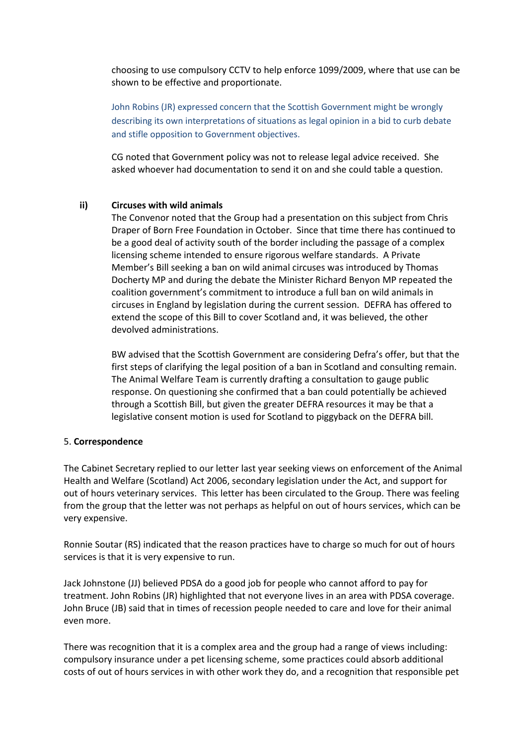choosing to use compulsory CCTV to help enforce 1099/2009, where that use can be shown to be effective and proportionate.

John Robins (JR) expressed concern that the Scottish Government might be wrongly describing its own interpretations of situations as legal opinion in a bid to curb debate and stifle opposition to Government objectives.

CG noted that Government policy was not to release legal advice received. She asked whoever had documentation to send it on and she could table a question.

**ii) Circuses with wild animals**

The Convenor noted that the Group had a presentation on this subject from Chris Draper of Born Free Foundation in October. Since that time there has continued to be a good deal of activity south of the border including the passage of a complex licensing scheme intended to ensure rigorous welfare standards. A Private Member's Bill seeking a ban on wild animal circuses was introduced by Thomas Docherty MP and during the debate the Minister Richard Benyon MP repeated the coalition government's commitment to introduce a full ban on wild animals in circuses in England by legislation during the current session. DEFRA has offered to extend the scope of this Bill to cover Scotland and, it was believed, the other devolved administrations.

BW advised that the Scottish Government are considering Defra's offer, but that the first steps of clarifying the legal position of a ban in Scotland and consulting remain. The Animal Welfare Team is currently drafting a consultation to gauge public response. On questioning she confirmed that a ban could potentially be achieved through a Scottish Bill, but given the greater DEFRA resources it may be that a legislative consent motion is used for Scotland to piggyback on the DEFRA bill.

5. **Correspondence**

The Cabinet Secretary replied to our letter last year seeking views on enforcement of the Animal Health and Welfare (Scotland) Act 2006, secondary legislation under the Act, and support for out of hours veterinary services. This letter has been circulated to the Group. There was feeling from the group that the letter was not perhaps as helpful on out of hours services, which can be very expensive.

Ronnie Soutar (RS) indicated that the reason practices have to charge so much for out of hours services is that it is very expensive to run.

Jack Johnstone (JJ) believed PDSA do a good job for people who cannot afford to pay for treatment. John Robins (JR) highlighted that not everyone lives in an area with PDSA coverage. John Bruce (JB) said that in times of recession people needed to care and love for their animal even more.

There was recognition that it is a complex area and the group had a range of views including: compulsory insurance under a pet licensing scheme, some practices could absorb additional costs of out of hours services in with other work they do, and a recognition that responsible pet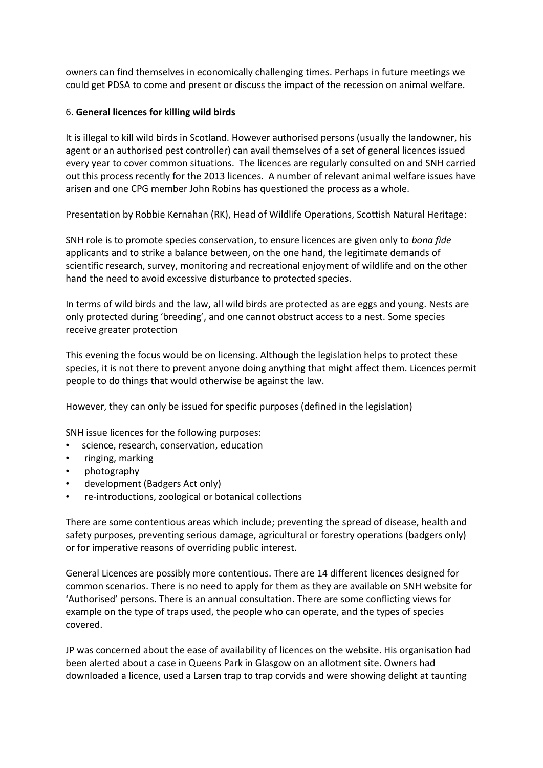owners can find themselves in economically challenging times. Perhaps in future meetings we could get PDSA to come and present or discuss the impact of the recession on animal welfare.

6. **General licences for killing wild birds**

It is illegal to kill wild birds in Scotland. However authorised persons (usually the landowner, his agent or an authorised pest controller) can avail themselves of a set of general licences issued every year to cover common situations. The licences are regularly consulted on and SNH carried out this process recently for the 2013 licences. A number of relevant animal welfare issues have arisen and one CPG member John Robins has questioned the process as a whole.

Presentation by Robbie Kernahan (RK), Head of Wildlife Operations, Scottish Natural Heritage:

SNH role is to promote species conservation, to ensure licences are given only to *bona fide* applicants and to strike a balance between, on the one hand, the legitimate demands of scientific research, survey, monitoring and recreational enjoyment of wildlife and on the other hand the need to avoid excessive disturbance to protected species.

In terms of wild birds and the law, all wild birds are protected as are eggs and young. Nests are only protected during 'breeding', and one cannot obstruct access to a nest. Some species receive greater protection

This evening the focus would be on licensing. Although the legislation helps to protect these species, it is not there to prevent anyone doing anything that might affect them. Licences permit people to do things that would otherwise be against the law.

However, they can only be issued for specific purposes (defined in the legislation)

SNH issue licences for the following purposes:

- science, research, conservation, education
- ringing, marking
- photography
- development (Badgers Act only)
- re-introductions, zoological or botanical collections

There are some contentious areas which include; preventing the spread of disease, health and safety purposes, preventing serious damage, agricultural or forestry operations (badgers only) or for imperative reasons of overriding public interest.

General Licences are possibly more contentious. There are 14 different licences designed for common scenarios. There is no need to apply for them as they are available on SNH website for 'Authorised' persons. There is an annual consultation. There are some conflicting views for example on the type of traps used, the people who can operate, and the types of species covered.

JP was concerned about the ease of availability of licences on the website. His organisation had been alerted about a case in Queens Park in Glasgow on an allotment site. Owners had downloaded a licence, used a Larsen trap to trap corvids and were showing delight at taunting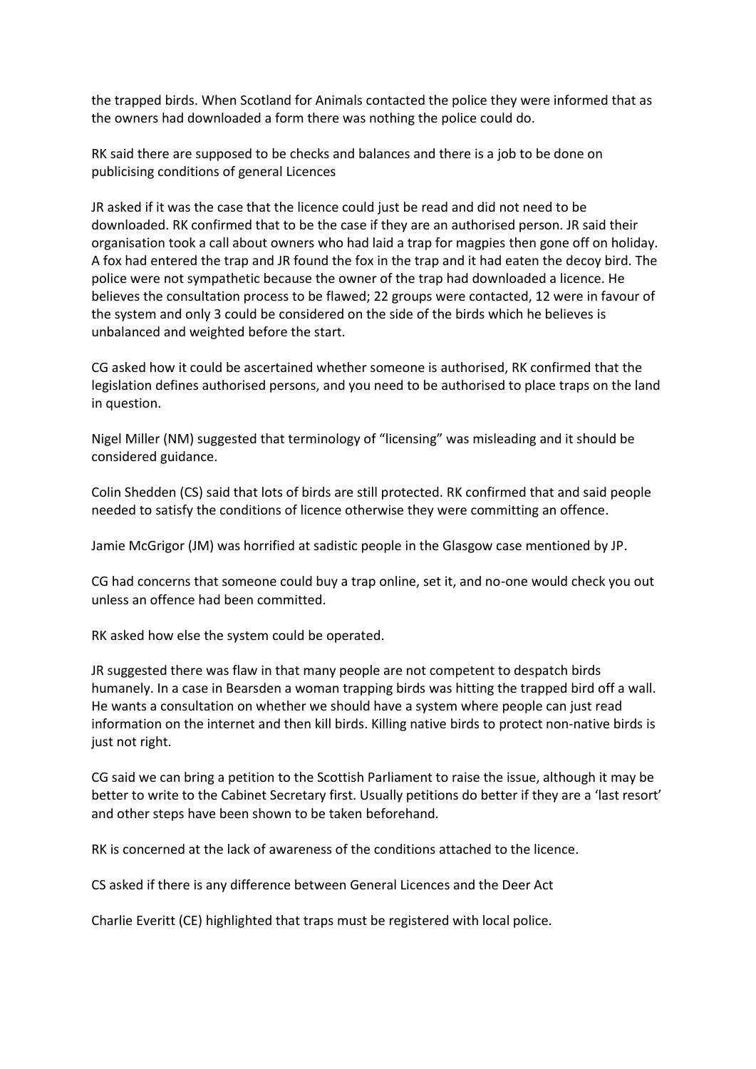the trapped birds. When Scotland for Animals contacted the police they were informed that as the owners had downloaded a form there was nothing the police could do.

RK said there are supposed to be checks and balances and there is a job to be done on publicising conditions of general Licences

JR asked if it was the case that the licence could just be read and did not need to be downloaded. RK confirmed that to be the case if they are an authorised person. JR said their organisation took a call about owners who had laid a trap for magpies then gone off on holiday. A fox had entered the trap and JR found the fox in the trap and it had eaten the decoy bird. The police were not sympathetic because the owner of the trap had downloaded a licence. He believes the consultation process to be flawed; 22 groups were contacted, 12 were in favour of the system and only 3 could be considered on the side of the birds which he believes is unbalanced and weighted before the start.

CG asked how it could be ascertained whether someone is authorised, RK confirmed that the legislation defines authorised persons, and you need to be authorised to place traps on the land in question.

Nigel Miller (NM) suggested that terminology of "licensing" was misleading and it should be considered guidance.

Colin Shedden (CS) said that lots of birds are still protected. RK confirmed that and said people needed to satisfy the conditions of licence otherwise they were committing an offence.

Jamie McGrigor (JM) was horrified at sadistic people in the Glasgow case mentioned by JP.

CG had concerns that someone could buy a trap online, set it, and no-one would check you out unless an offence had been committed.

RK asked how else the system could be operated.

JR suggested there was flaw in that many people are not competent to despatch birds humanely. In a case in Bearsden a woman trapping birds was hitting the trapped bird off a wall. He wants a consultation on whether we should have a system where people can just read information on the internet and then kill birds. Killing native birds to protect non-native birds is just not right.

CG said we can bring a petition to the Scottish Parliament to raise the issue, although it may be better to write to the Cabinet Secretary first. Usually petitions do better if they are a 'last resort' and other steps have been shown to be taken beforehand.

RK is concerned at the lack of awareness of the conditions attached to the licence.

CS asked if there is any difference between General Licences and the Deer Act

Charlie Everitt (CE) highlighted that traps must be registered with local police.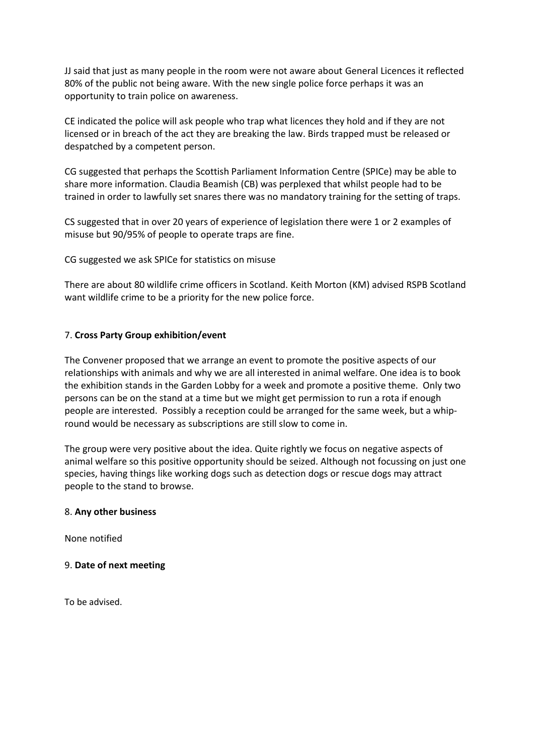JJ said that just as many people in the room were not aware about General Licences it reflected 80% of the public not being aware. With the new single police force perhaps it was an opportunity to train police on awareness.

CE indicated the police will ask people who trap what licences they hold and if they are not licensed or in breach of the act they are breaking the law. Birds trapped must be released or despatched by a competent person.

CG suggested that perhaps the Scottish Parliament Information Centre (SPICe) may be able to share more information. Claudia Beamish (CB) was perplexed that whilst people had to be trained in order to lawfully set snares there was no mandatory training for the setting of traps.

CS suggested that in over 20 years of experience of legislation there were 1 or 2 examples of misuse but 90/95% of people to operate traps are fine.

CG suggested we ask SPICe for statistics on misuse

There are about 80 wildlife crime officers in Scotland. Keith Morton (KM) advised RSPB Scotland want wildlife crime to be a priority for the new police force.

7. **Cross Party Group exhibition/event**

The Convener proposed that we arrange an event to promote the positive aspects of our relationships with animals and why we are all interested in animal welfare. One idea is to book the exhibition stands in the Garden Lobby for a week and promote a positive theme. Only two persons can be on the stand at a time but we might get permission to run a rota if enough people are interested. Possibly a reception could be arranged for the same week, but a whip-round would be necessary as subscriptions are still slow to come in.

The group were very positive about the idea. Quite rightly we focus on negative aspects of animal welfare so this positive opportunity should be seized. Although not focussing on just one species, having things like working dogs such as detection dogs or rescue dogs may attract people to the stand to browse.

8. **Any other business**

None notified

9. **Date of next meeting**

To be advised.